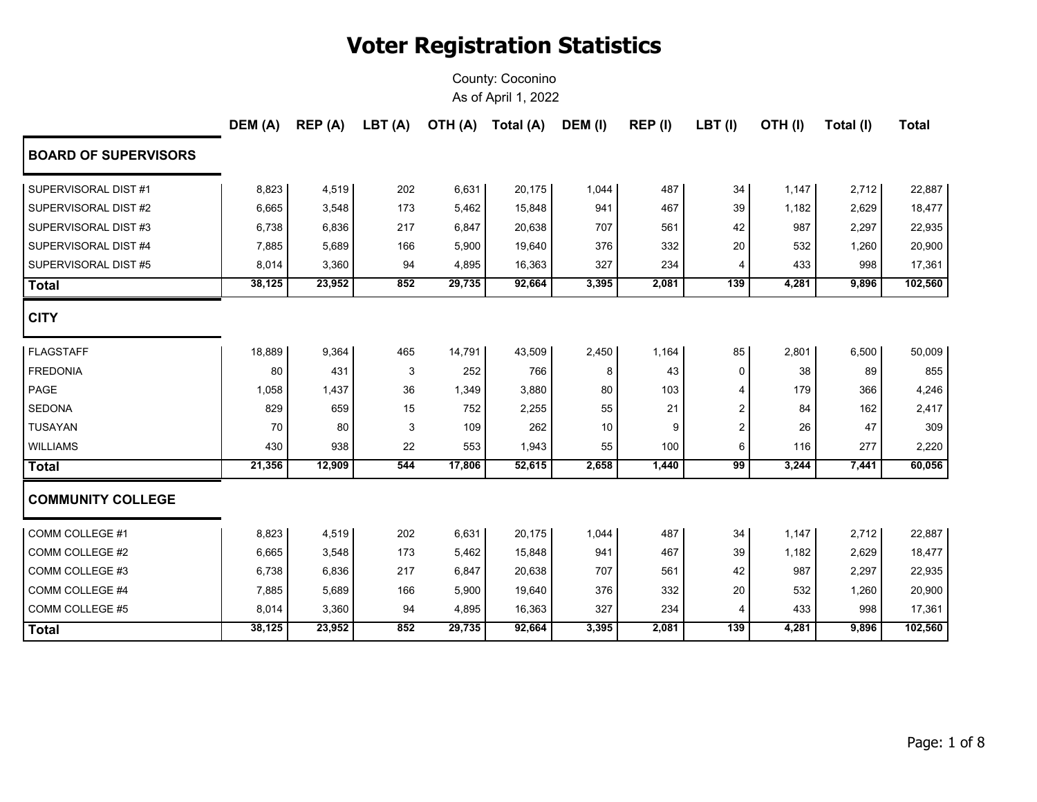# Voter Registration Statistics

County: Coconino
As of April 1, 2022

| | DEM (A) | REP (A) | LBT (A) | OTH (A) | Total (A) | DEM (I) | REP (I) | LBT (I) | OTH (I) | Total (I) | Total |
|---|---|---|---|---|---|---|---|---|---|---|---|
| **BOARD OF SUPERVISORS** | | | | | | | | | | | |
| SUPERVISORAL DIST #1 | 8,823 | 4,519 | 202 | 6,631 | 20,175 | 1,044 | 487 | 34 | 1,147 | 2,712 | 22,887 |
| SUPERVISORAL DIST #2 | 6,665 | 3,548 | 173 | 5,462 | 15,848 | 941 | 467 | 39 | 1,182 | 2,629 | 18,477 |
| SUPERVISORAL DIST #3 | 6,738 | 6,836 | 217 | 6,847 | 20,638 | 707 | 561 | 42 | 987 | 2,297 | 22,935 |
| SUPERVISORAL DIST #4 | 7,885 | 5,689 | 166 | 5,900 | 19,640 | 376 | 332 | 20 | 532 | 1,260 | 20,900 |
| SUPERVISORAL DIST #5 | 8,014 | 3,360 | 94 | 4,895 | 16,363 | 327 | 234 | 4 | 433 | 998 | 17,361 |
| **Total** | **38,125** | **23,952** | **852** | **29,735** | **92,664** | **3,395** | **2,081** | **139** | **4,281** | **9,896** | **102,560** |
| **CITY** | | | | | | | | | | | |
| FLAGSTAFF | 18,889 | 9,364 | 465 | 14,791 | 43,509 | 2,450 | 1,164 | 85 | 2,801 | 6,500 | 50,009 |
| FREDONIA | 80 | 431 | 3 | 252 | 766 | 8 | 43 | 0 | 38 | 89 | 855 |
| PAGE | 1,058 | 1,437 | 36 | 1,349 | 3,880 | 80 | 103 | 4 | 179 | 366 | 4,246 |
| SEDONA | 829 | 659 | 15 | 752 | 2,255 | 55 | 21 | 2 | 84 | 162 | 2,417 |
| TUSAYAN | 70 | 80 | 3 | 109 | 262 | 10 | 9 | 2 | 26 | 47 | 309 |
| WILLIAMS | 430 | 938 | 22 | 553 | 1,943 | 55 | 100 | 6 | 116 | 277 | 2,220 |
| **Total** | **21,356** | **12,909** | **544** | **17,806** | **52,615** | **2,658** | **1,440** | **99** | **3,244** | **7,441** | **60,056** |
| **COMMUNITY COLLEGE** | | | | | | | | | | | |
| COMM COLLEGE #1 | 8,823 | 4,519 | 202 | 6,631 | 20,175 | 1,044 | 487 | 34 | 1,147 | 2,712 | 22,887 |
| COMM COLLEGE #2 | 6,665 | 3,548 | 173 | 5,462 | 15,848 | 941 | 467 | 39 | 1,182 | 2,629 | 18,477 |
| COMM COLLEGE #3 | 6,738 | 6,836 | 217 | 6,847 | 20,638 | 707 | 561 | 42 | 987 | 2,297 | 22,935 |
| COMM COLLEGE #4 | 7,885 | 5,689 | 166 | 5,900 | 19,640 | 376 | 332 | 20 | 532 | 1,260 | 20,900 |
| COMM COLLEGE #5 | 8,014 | 3,360 | 94 | 4,895 | 16,363 | 327 | 234 | 4 | 433 | 998 | 17,361 |
| **Total** | **38,125** | **23,952** | **852** | **29,735** | **92,664** | **3,395** | **2,081** | **139** | **4,281** | **9,896** | **102,560** |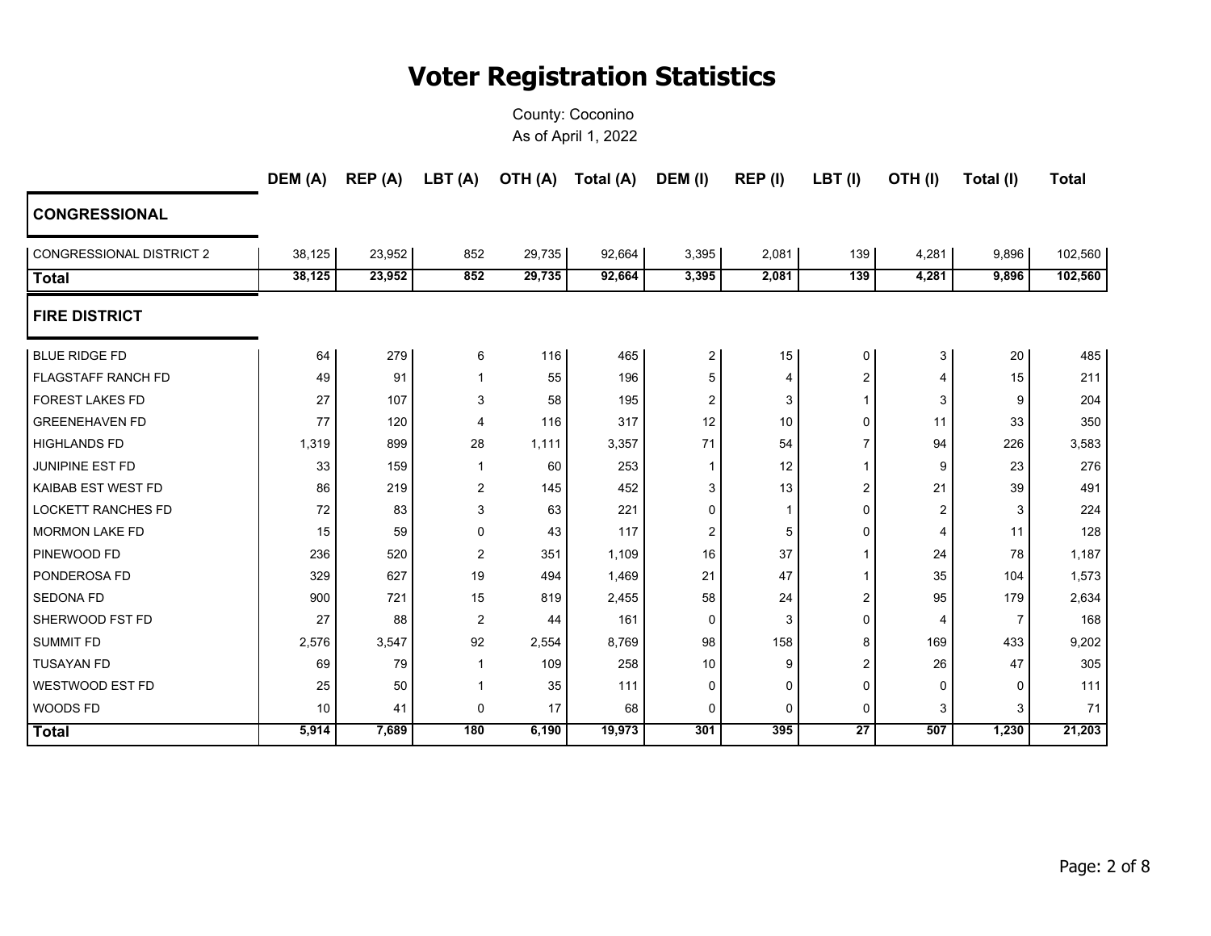# Voter Registration Statistics

County: Coconino
As of April 1, 2022

| | DEM (A) | REP (A) | LBT (A) | OTH (A) | Total (A) | DEM (I) | REP (I) | LBT (I) | OTH (I) | Total (I) | Total |
|---|---|---|---|---|---|---|---|---|---|---|---|
| **CONGRESSIONAL** | | | | | | | | | | | |
| CONGRESSIONAL DISTRICT 2 | 38,125 | 23,952 | 852 | 29,735 | 92,664 | 3,395 | 2,081 | 139 | 4,281 | 9,896 | 102,560 |
| **Total** | **38,125** | **23,952** | **852** | **29,735** | **92,664** | **3,395** | **2,081** | **139** | **4,281** | **9,896** | **102,560** |
| **FIRE DISTRICT** | | | | | | | | | | | |
| BLUE RIDGE FD | 64 | 279 | 6 | 116 | 465 | 2 | 15 | 0 | 3 | 20 | 485 |
| FLAGSTAFF RANCH FD | 49 | 91 | 1 | 55 | 196 | 5 | 4 | 2 | 4 | 15 | 211 |
| FOREST LAKES FD | 27 | 107 | 3 | 58 | 195 | 2 | 3 | 1 | 3 | 9 | 204 |
| GREENEHAVEN FD | 77 | 120 | 4 | 116 | 317 | 12 | 10 | 0 | 11 | 33 | 350 |
| HIGHLANDS FD | 1,319 | 899 | 28 | 1,111 | 3,357 | 71 | 54 | 7 | 94 | 226 | 3,583 |
| JUNIPINE EST FD | 33 | 159 | 1 | 60 | 253 | 1 | 12 | 1 | 9 | 23 | 276 |
| KAIBAB EST WEST FD | 86 | 219 | 2 | 145 | 452 | 3 | 13 | 2 | 21 | 39 | 491 |
| LOCKETT RANCHES FD | 72 | 83 | 3 | 63 | 221 | 0 | 1 | 0 | 2 | 3 | 224 |
| MORMON LAKE FD | 15 | 59 | 0 | 43 | 117 | 2 | 5 | 0 | 4 | 11 | 128 |
| PINEWOOD FD | 236 | 520 | 2 | 351 | 1,109 | 16 | 37 | 1 | 24 | 78 | 1,187 |
| PONDEROSA FD | 329 | 627 | 19 | 494 | 1,469 | 21 | 47 | 1 | 35 | 104 | 1,573 |
| SEDONA FD | 900 | 721 | 15 | 819 | 2,455 | 58 | 24 | 2 | 95 | 179 | 2,634 |
| SHERWOOD FST FD | 27 | 88 | 2 | 44 | 161 | 0 | 3 | 0 | 4 | 7 | 168 |
| SUMMIT FD | 2,576 | 3,547 | 92 | 2,554 | 8,769 | 98 | 158 | 8 | 169 | 433 | 9,202 |
| TUSAYAN FD | 69 | 79 | 1 | 109 | 258 | 10 | 9 | 2 | 26 | 47 | 305 |
| WESTWOOD EST FD | 25 | 50 | 1 | 35 | 111 | 0 | 0 | 0 | 0 | 0 | 111 |
| WOODS FD | 10 | 41 | 0 | 17 | 68 | 0 | 0 | 0 | 3 | 3 | 71 |
| **Total** | **5,914** | **7,689** | **180** | **6,190** | **19,973** | **301** | **395** | **27** | **507** | **1,230** | **21,203** |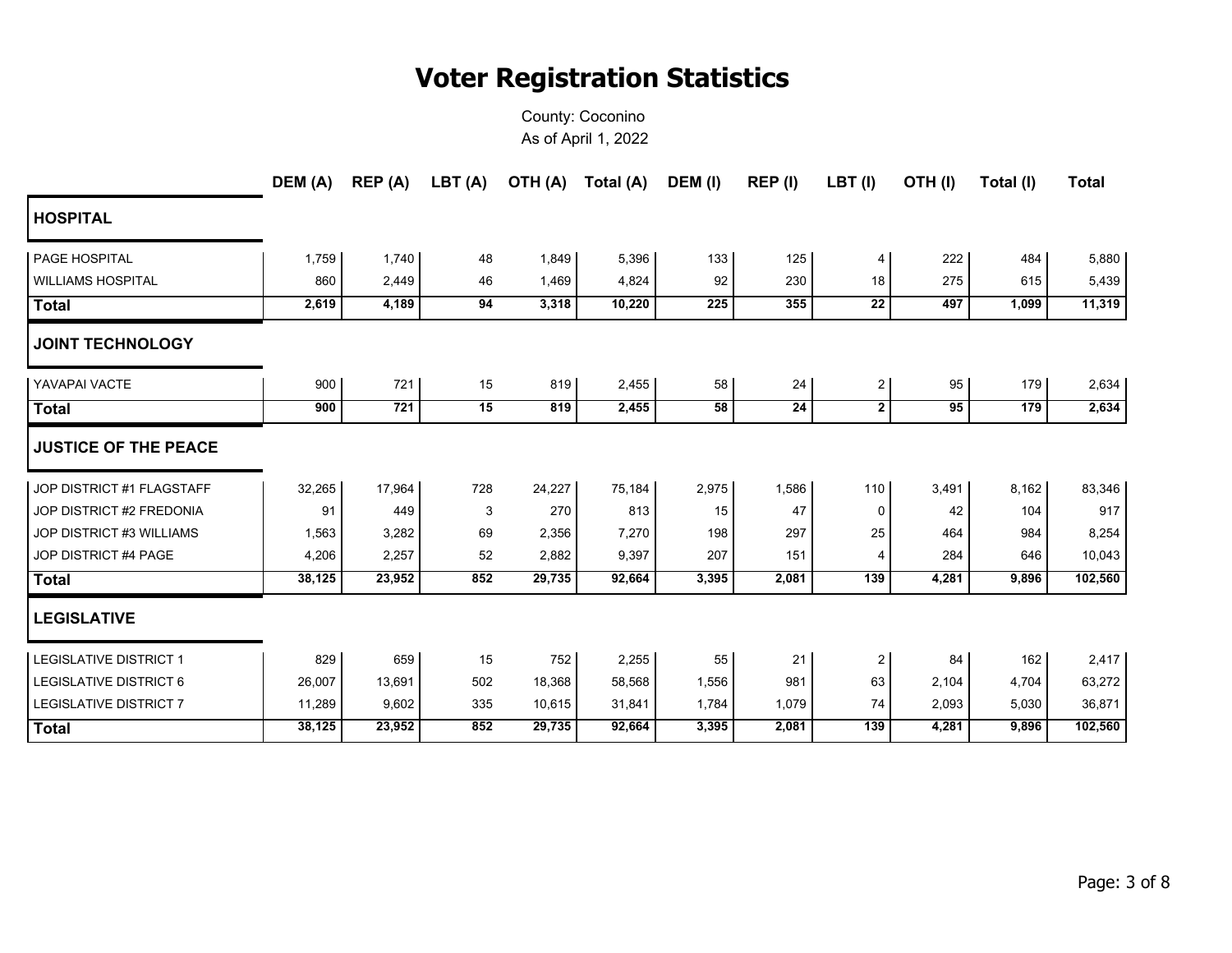# Voter Registration Statistics

County: Coconino
As of April 1, 2022

| | DEM (A) | REP (A) | LBT (A) | OTH (A) | Total (A) | DEM (I) | REP (I) | LBT (I) | OTH (I) | Total (I) | Total |
|---|---|---|---|---|---|---|---|---|---|---|---|
| **HOSPITAL** | | | | | | | | | | | |
| PAGE HOSPITAL | 1,759 | 1,740 | 48 | 1,849 | 5,396 | 133 | 125 | 4 | 222 | 484 | 5,880 |
| WILLIAMS HOSPITAL | 860 | 2,449 | 46 | 1,469 | 4,824 | 92 | 230 | 18 | 275 | 615 | 5,439 |
| **Total** | **2,619** | **4,189** | **94** | **3,318** | **10,220** | **225** | **355** | **22** | **497** | **1,099** | **11,319** |
| **JOINT TECHNOLOGY** | | | | | | | | | | | |
| YAVAPAI VACTE | 900 | 721 | 15 | 819 | 2,455 | 58 | 24 | 2 | 95 | 179 | 2,634 |
| **Total** | **900** | **721** | **15** | **819** | **2,455** | **58** | **24** | **2** | **95** | **179** | **2,634** |
| **JUSTICE OF THE PEACE** | | | | | | | | | | | |
| JOP DISTRICT #1 FLAGSTAFF | 32,265 | 17,964 | 728 | 24,227 | 75,184 | 2,975 | 1,586 | 110 | 3,491 | 8,162 | 83,346 |
| JOP DISTRICT #2 FREDONIA | 91 | 449 | 3 | 270 | 813 | 15 | 47 | 0 | 42 | 104 | 917 |
| JOP DISTRICT #3 WILLIAMS | 1,563 | 3,282 | 69 | 2,356 | 7,270 | 198 | 297 | 25 | 464 | 984 | 8,254 |
| JOP DISTRICT #4 PAGE | 4,206 | 2,257 | 52 | 2,882 | 9,397 | 207 | 151 | 4 | 284 | 646 | 10,043 |
| **Total** | **38,125** | **23,952** | **852** | **29,735** | **92,664** | **3,395** | **2,081** | **139** | **4,281** | **9,896** | **102,560** |
| **LEGISLATIVE** | | | | | | | | | | | |
| LEGISLATIVE DISTRICT 1 | 829 | 659 | 15 | 752 | 2,255 | 55 | 21 | 2 | 84 | 162 | 2,417 |
| LEGISLATIVE DISTRICT 6 | 26,007 | 13,691 | 502 | 18,368 | 58,568 | 1,556 | 981 | 63 | 2,104 | 4,704 | 63,272 |
| LEGISLATIVE DISTRICT 7 | 11,289 | 9,602 | 335 | 10,615 | 31,841 | 1,784 | 1,079 | 74 | 2,093 | 5,030 | 36,871 |
| **Total** | **38,125** | **23,952** | **852** | **29,735** | **92,664** | **3,395** | **2,081** | **139** | **4,281** | **9,896** | **102,560** |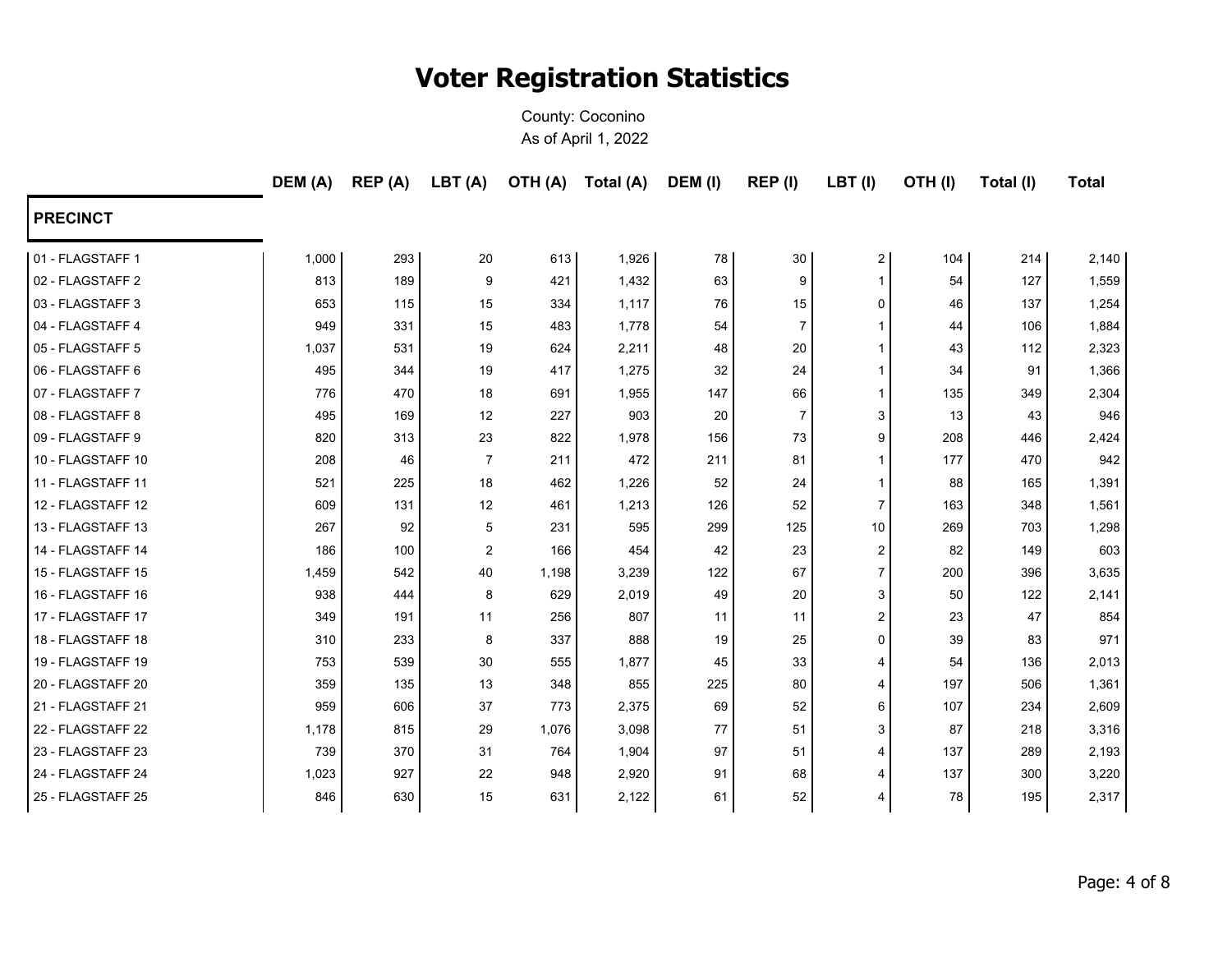# Voter Registration Statistics

County: Coconino

As of April 1, 2022

| PRECINCT | DEM (A) | REP (A) | LBT (A) | OTH (A) | Total (A) | DEM (I) | REP (I) | LBT (I) | OTH (I) | Total (I) | Total |
|---|---|---|---|---|---|---|---|---|---|---|---|
| 01 - FLAGSTAFF 1 | 1,000 | 293 | 20 | 613 | 1,926 | 78 | 30 | 2 | 104 | 214 | 2,140 |
| 02 - FLAGSTAFF 2 | 813 | 189 | 9 | 421 | 1,432 | 63 | 9 | 1 | 54 | 127 | 1,559 |
| 03 - FLAGSTAFF 3 | 653 | 115 | 15 | 334 | 1,117 | 76 | 15 | 0 | 46 | 137 | 1,254 |
| 04 - FLAGSTAFF 4 | 949 | 331 | 15 | 483 | 1,778 | 54 | 7 | 1 | 44 | 106 | 1,884 |
| 05 - FLAGSTAFF 5 | 1,037 | 531 | 19 | 624 | 2,211 | 48 | 20 | 1 | 43 | 112 | 2,323 |
| 06 - FLAGSTAFF 6 | 495 | 344 | 19 | 417 | 1,275 | 32 | 24 | 1 | 34 | 91 | 1,366 |
| 07 - FLAGSTAFF 7 | 776 | 470 | 18 | 691 | 1,955 | 147 | 66 | 1 | 135 | 349 | 2,304 |
| 08 - FLAGSTAFF 8 | 495 | 169 | 12 | 227 | 903 | 20 | 7 | 3 | 13 | 43 | 946 |
| 09 - FLAGSTAFF 9 | 820 | 313 | 23 | 822 | 1,978 | 156 | 73 | 9 | 208 | 446 | 2,424 |
| 10 - FLAGSTAFF 10 | 208 | 46 | 7 | 211 | 472 | 211 | 81 | 1 | 177 | 470 | 942 |
| 11 - FLAGSTAFF 11 | 521 | 225 | 18 | 462 | 1,226 | 52 | 24 | 1 | 88 | 165 | 1,391 |
| 12 - FLAGSTAFF 12 | 609 | 131 | 12 | 461 | 1,213 | 126 | 52 | 7 | 163 | 348 | 1,561 |
| 13 - FLAGSTAFF 13 | 267 | 92 | 5 | 231 | 595 | 299 | 125 | 10 | 269 | 703 | 1,298 |
| 14 - FLAGSTAFF 14 | 186 | 100 | 2 | 166 | 454 | 42 | 23 | 2 | 82 | 149 | 603 |
| 15 - FLAGSTAFF 15 | 1,459 | 542 | 40 | 1,198 | 3,239 | 122 | 67 | 7 | 200 | 396 | 3,635 |
| 16 - FLAGSTAFF 16 | 938 | 444 | 8 | 629 | 2,019 | 49 | 20 | 3 | 50 | 122 | 2,141 |
| 17 - FLAGSTAFF 17 | 349 | 191 | 11 | 256 | 807 | 11 | 11 | 2 | 23 | 47 | 854 |
| 18 - FLAGSTAFF 18 | 310 | 233 | 8 | 337 | 888 | 19 | 25 | 0 | 39 | 83 | 971 |
| 19 - FLAGSTAFF 19 | 753 | 539 | 30 | 555 | 1,877 | 45 | 33 | 4 | 54 | 136 | 2,013 |
| 20 - FLAGSTAFF 20 | 359 | 135 | 13 | 348 | 855 | 225 | 80 | 4 | 197 | 506 | 1,361 |
| 21 - FLAGSTAFF 21 | 959 | 606 | 37 | 773 | 2,375 | 69 | 52 | 6 | 107 | 234 | 2,609 |
| 22 - FLAGSTAFF 22 | 1,178 | 815 | 29 | 1,076 | 3,098 | 77 | 51 | 3 | 87 | 218 | 3,316 |
| 23 - FLAGSTAFF 23 | 739 | 370 | 31 | 764 | 1,904 | 97 | 51 | 4 | 137 | 289 | 2,193 |
| 24 - FLAGSTAFF 24 | 1,023 | 927 | 22 | 948 | 2,920 | 91 | 68 | 4 | 137 | 300 | 3,220 |
| 25 - FLAGSTAFF 25 | 846 | 630 | 15 | 631 | 2,122 | 61 | 52 | 4 | 78 | 195 | 2,317 |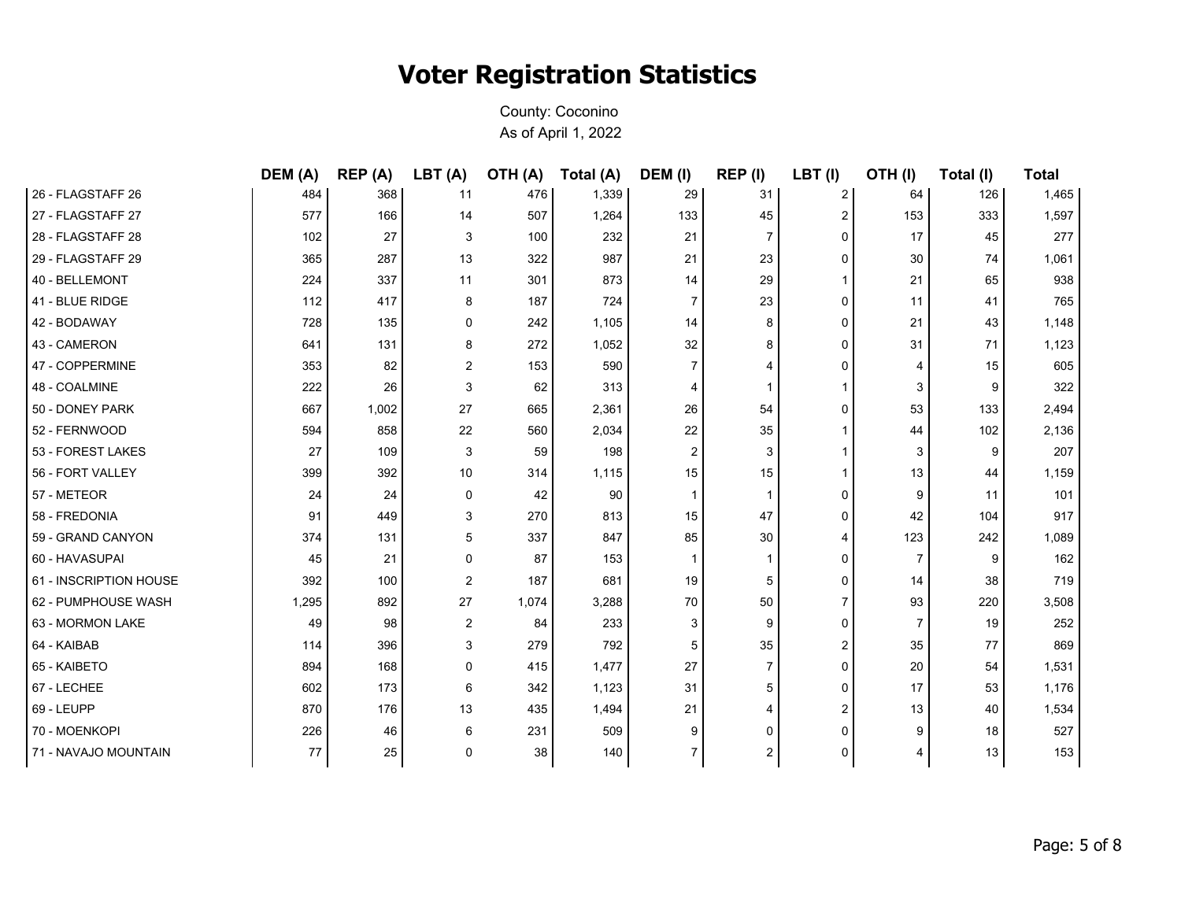# Voter Registration Statistics

County: Coconino
As of April 1, 2022

| | DEM (A) | REP (A) | LBT (A) | OTH (A) | Total (A) | DEM (I) | REP (I) | LBT (I) | OTH (I) | Total (I) | Total |
|---|---|---|---|---|---|---|---|---|---|---|---|
| 26 - FLAGSTAFF 26 | 484 | 368 | 11 | 476 | 1,339 | 29 | 31 | 2 | 64 | 126 | 1,465 |
| 27 - FLAGSTAFF 27 | 577 | 166 | 14 | 507 | 1,264 | 133 | 45 | 2 | 153 | 333 | 1,597 |
| 28 - FLAGSTAFF 28 | 102 | 27 | 3 | 100 | 232 | 21 | 7 | 0 | 17 | 45 | 277 |
| 29 - FLAGSTAFF 29 | 365 | 287 | 13 | 322 | 987 | 21 | 23 | 0 | 30 | 74 | 1,061 |
| 40 - BELLEMONT | 224 | 337 | 11 | 301 | 873 | 14 | 29 | 1 | 21 | 65 | 938 |
| 41 - BLUE RIDGE | 112 | 417 | 8 | 187 | 724 | 7 | 23 | 0 | 11 | 41 | 765 |
| 42 - BODAWAY | 728 | 135 | 0 | 242 | 1,105 | 14 | 8 | 0 | 21 | 43 | 1,148 |
| 43 - CAMERON | 641 | 131 | 8 | 272 | 1,052 | 32 | 8 | 0 | 31 | 71 | 1,123 |
| 47 - COPPERMINE | 353 | 82 | 2 | 153 | 590 | 7 | 4 | 0 | 4 | 15 | 605 |
| 48 - COALMINE | 222 | 26 | 3 | 62 | 313 | 4 | 1 | 1 | 3 | 9 | 322 |
| 50 - DONEY PARK | 667 | 1,002 | 27 | 665 | 2,361 | 26 | 54 | 0 | 53 | 133 | 2,494 |
| 52 - FERNWOOD | 594 | 858 | 22 | 560 | 2,034 | 22 | 35 | 1 | 44 | 102 | 2,136 |
| 53 - FOREST LAKES | 27 | 109 | 3 | 59 | 198 | 2 | 3 | 1 | 3 | 9 | 207 |
| 56 - FORT VALLEY | 399 | 392 | 10 | 314 | 1,115 | 15 | 15 | 1 | 13 | 44 | 1,159 |
| 57 - METEOR | 24 | 24 | 0 | 42 | 90 | 1 | 1 | 0 | 9 | 11 | 101 |
| 58 - FREDONIA | 91 | 449 | 3 | 270 | 813 | 15 | 47 | 0 | 42 | 104 | 917 |
| 59 - GRAND CANYON | 374 | 131 | 5 | 337 | 847 | 85 | 30 | 4 | 123 | 242 | 1,089 |
| 60 - HAVASUPAI | 45 | 21 | 0 | 87 | 153 | 1 | 1 | 0 | 7 | 9 | 162 |
| 61 - INSCRIPTION HOUSE | 392 | 100 | 2 | 187 | 681 | 19 | 5 | 0 | 14 | 38 | 719 |
| 62 - PUMPHOUSE WASH | 1,295 | 892 | 27 | 1,074 | 3,288 | 70 | 50 | 7 | 93 | 220 | 3,508 |
| 63 - MORMON LAKE | 49 | 98 | 2 | 84 | 233 | 3 | 9 | 0 | 7 | 19 | 252 |
| 64 - KAIBAB | 114 | 396 | 3 | 279 | 792 | 5 | 35 | 2 | 35 | 77 | 869 |
| 65 - KAIBETO | 894 | 168 | 0 | 415 | 1,477 | 27 | 7 | 0 | 20 | 54 | 1,531 |
| 67 - LECHEE | 602 | 173 | 6 | 342 | 1,123 | 31 | 5 | 0 | 17 | 53 | 1,176 |
| 69 - LEUPP | 870 | 176 | 13 | 435 | 1,494 | 21 | 4 | 2 | 13 | 40 | 1,534 |
| 70 - MOENKOPI | 226 | 46 | 6 | 231 | 509 | 9 | 0 | 0 | 9 | 18 | 527 |
| 71 - NAVAJO MOUNTAIN | 77 | 25 | 0 | 38 | 140 | 7 | 2 | 0 | 4 | 13 | 153 |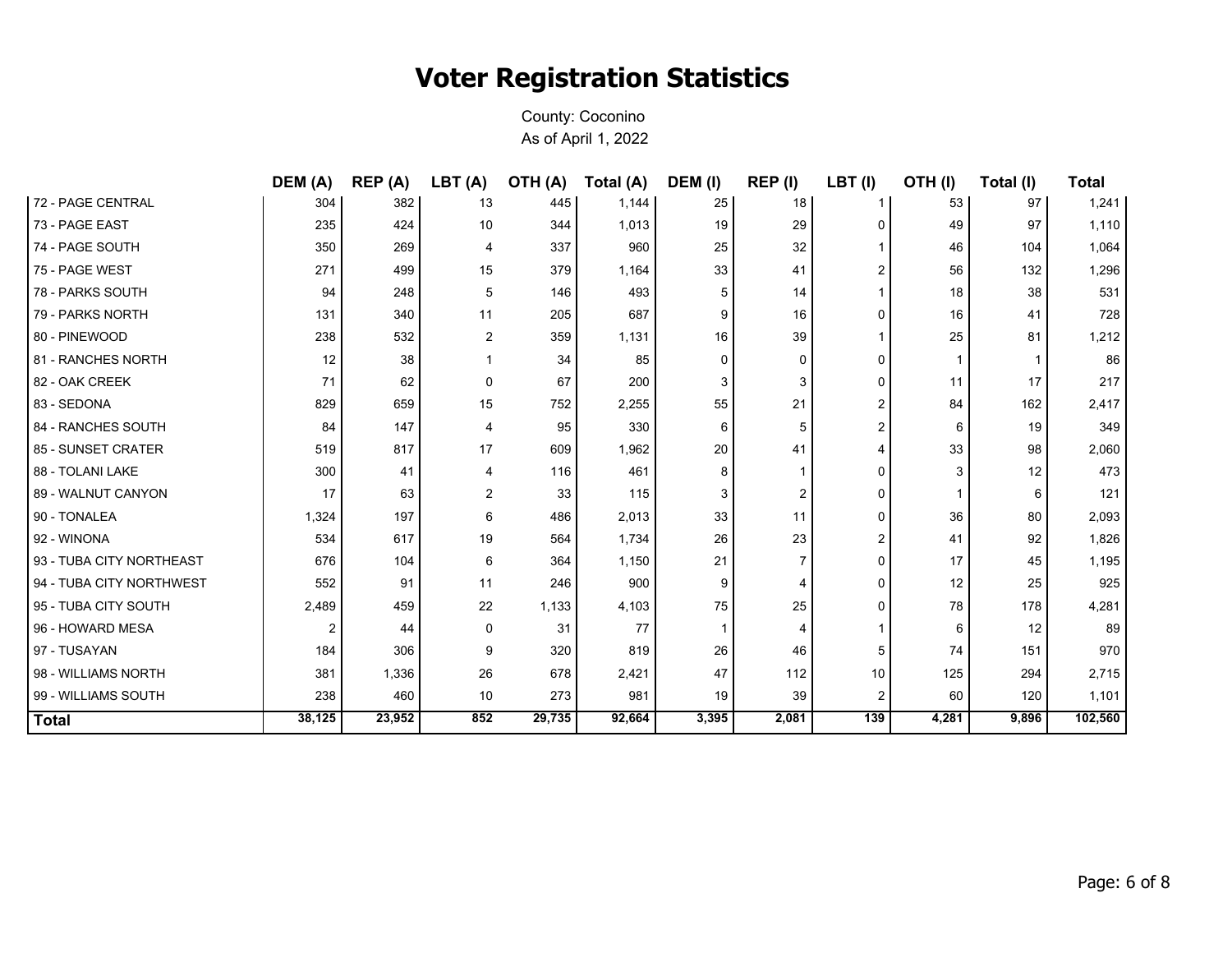# Voter Registration Statistics

County: Coconino
As of April 1, 2022

| | DEM (A) | REP (A) | LBT (A) | OTH (A) | Total (A) | DEM (I) | REP (I) | LBT (I) | OTH (I) | Total (I) | Total |
|---|---|---|---|---|---|---|---|---|---|---|---|
| 72 - PAGE CENTRAL | 304 | 382 | 13 | 445 | 1,144 | 25 | 18 | 1 | 53 | 97 | 1,241 |
| 73 - PAGE EAST | 235 | 424 | 10 | 344 | 1,013 | 19 | 29 | 0 | 49 | 97 | 1,110 |
| 74 - PAGE SOUTH | 350 | 269 | 4 | 337 | 960 | 25 | 32 | 1 | 46 | 104 | 1,064 |
| 75 - PAGE WEST | 271 | 499 | 15 | 379 | 1,164 | 33 | 41 | 2 | 56 | 132 | 1,296 |
| 78 - PARKS SOUTH | 94 | 248 | 5 | 146 | 493 | 5 | 14 | 1 | 18 | 38 | 531 |
| 79 - PARKS NORTH | 131 | 340 | 11 | 205 | 687 | 9 | 16 | 0 | 16 | 41 | 728 |
| 80 - PINEWOOD | 238 | 532 | 2 | 359 | 1,131 | 16 | 39 | 1 | 25 | 81 | 1,212 |
| 81 - RANCHES NORTH | 12 | 38 | 1 | 34 | 85 | 0 | 0 | 0 | 1 | 1 | 86 |
| 82 - OAK CREEK | 71 | 62 | 0 | 67 | 200 | 3 | 3 | 0 | 11 | 17 | 217 |
| 83 - SEDONA | 829 | 659 | 15 | 752 | 2,255 | 55 | 21 | 2 | 84 | 162 | 2,417 |
| 84 - RANCHES SOUTH | 84 | 147 | 4 | 95 | 330 | 6 | 5 | 2 | 6 | 19 | 349 |
| 85 - SUNSET CRATER | 519 | 817 | 17 | 609 | 1,962 | 20 | 41 | 4 | 33 | 98 | 2,060 |
| 88 - TOLANI LAKE | 300 | 41 | 4 | 116 | 461 | 8 | 1 | 0 | 3 | 12 | 473 |
| 89 - WALNUT CANYON | 17 | 63 | 2 | 33 | 115 | 3 | 2 | 0 | 1 | 6 | 121 |
| 90 - TONALEA | 1,324 | 197 | 6 | 486 | 2,013 | 33 | 11 | 0 | 36 | 80 | 2,093 |
| 92 - WINONA | 534 | 617 | 19 | 564 | 1,734 | 26 | 23 | 2 | 41 | 92 | 1,826 |
| 93 - TUBA CITY NORTHEAST | 676 | 104 | 6 | 364 | 1,150 | 21 | 7 | 0 | 17 | 45 | 1,195 |
| 94 - TUBA CITY NORTHWEST | 552 | 91 | 11 | 246 | 900 | 9 | 4 | 0 | 12 | 25 | 925 |
| 95 - TUBA CITY SOUTH | 2,489 | 459 | 22 | 1,133 | 4,103 | 75 | 25 | 0 | 78 | 178 | 4,281 |
| 96 - HOWARD MESA | 2 | 44 | 0 | 31 | 77 | 1 | 4 | 1 | 6 | 12 | 89 |
| 97 - TUSAYAN | 184 | 306 | 9 | 320 | 819 | 26 | 46 | 5 | 74 | 151 | 970 |
| 98 - WILLIAMS NORTH | 381 | 1,336 | 26 | 678 | 2,421 | 47 | 112 | 10 | 125 | 294 | 2,715 |
| 99 - WILLIAMS SOUTH | 238 | 460 | 10 | 273 | 981 | 19 | 39 | 2 | 60 | 120 | 1,101 |
| **Total** | **38,125** | **23,952** | **852** | **29,735** | **92,664** | **3,395** | **2,081** | **139** | **4,281** | **9,896** | **102,560** |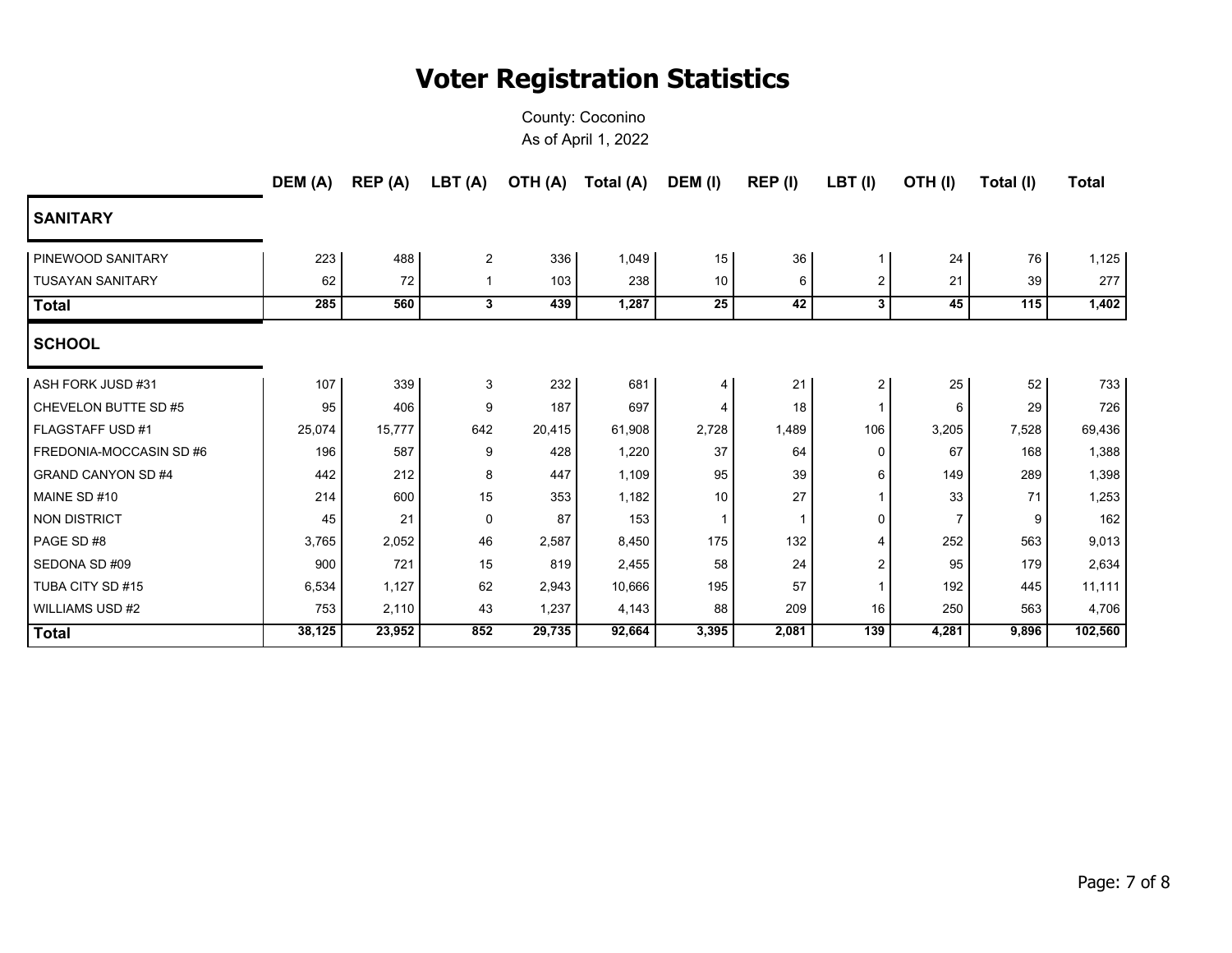# Voter Registration Statistics

County: Coconino

As of April 1, 2022

| | DEM (A) | REP (A) | LBT (A) | OTH (A) | Total (A) | DEM (I) | REP (I) | LBT (I) | OTH (I) | Total (I) | Total |
|---|---|---|---|---|---|---|---|---|---|---|---|
| **SANITARY** | | | | | | | | | | | |
| PINEWOOD SANITARY | 223 | 488 | 2 | 336 | 1,049 | 15 | 36 | 1 | 24 | 76 | 1,125 |
| TUSAYAN SANITARY | 62 | 72 | 1 | 103 | 238 | 10 | 6 | 2 | 21 | 39 | 277 |
| **Total** | **285** | **560** | **3** | **439** | **1,287** | **25** | **42** | **3** | **45** | **115** | **1,402** |
| **SCHOOL** | | | | | | | | | | | |
| ASH FORK JUSD #31 | 107 | 339 | 3 | 232 | 681 | 4 | 21 | 2 | 25 | 52 | 733 |
| CHEVELON BUTTE SD #5 | 95 | 406 | 9 | 187 | 697 | 4 | 18 | 1 | 6 | 29 | 726 |
| FLAGSTAFF USD #1 | 25,074 | 15,777 | 642 | 20,415 | 61,908 | 2,728 | 1,489 | 106 | 3,205 | 7,528 | 69,436 |
| FREDONIA-MOCCASIN SD #6 | 196 | 587 | 9 | 428 | 1,220 | 37 | 64 | 0 | 67 | 168 | 1,388 |
| GRAND CANYON SD #4 | 442 | 212 | 8 | 447 | 1,109 | 95 | 39 | 6 | 149 | 289 | 1,398 |
| MAINE SD #10 | 214 | 600 | 15 | 353 | 1,182 | 10 | 27 | 1 | 33 | 71 | 1,253 |
| NON DISTRICT | 45 | 21 | 0 | 87 | 153 | 1 | 1 | 0 | 7 | 9 | 162 |
| PAGE SD #8 | 3,765 | 2,052 | 46 | 2,587 | 8,450 | 175 | 132 | 4 | 252 | 563 | 9,013 |
| SEDONA SD #09 | 900 | 721 | 15 | 819 | 2,455 | 58 | 24 | 2 | 95 | 179 | 2,634 |
| TUBA CITY SD #15 | 6,534 | 1,127 | 62 | 2,943 | 10,666 | 195 | 57 | 1 | 192 | 445 | 11,111 |
| WILLIAMS USD #2 | 753 | 2,110 | 43 | 1,237 | 4,143 | 88 | 209 | 16 | 250 | 563 | 4,706 |
| **Total** | **38,125** | **23,952** | **852** | **29,735** | **92,664** | **3,395** | **2,081** | **139** | **4,281** | **9,896** | **102,560** |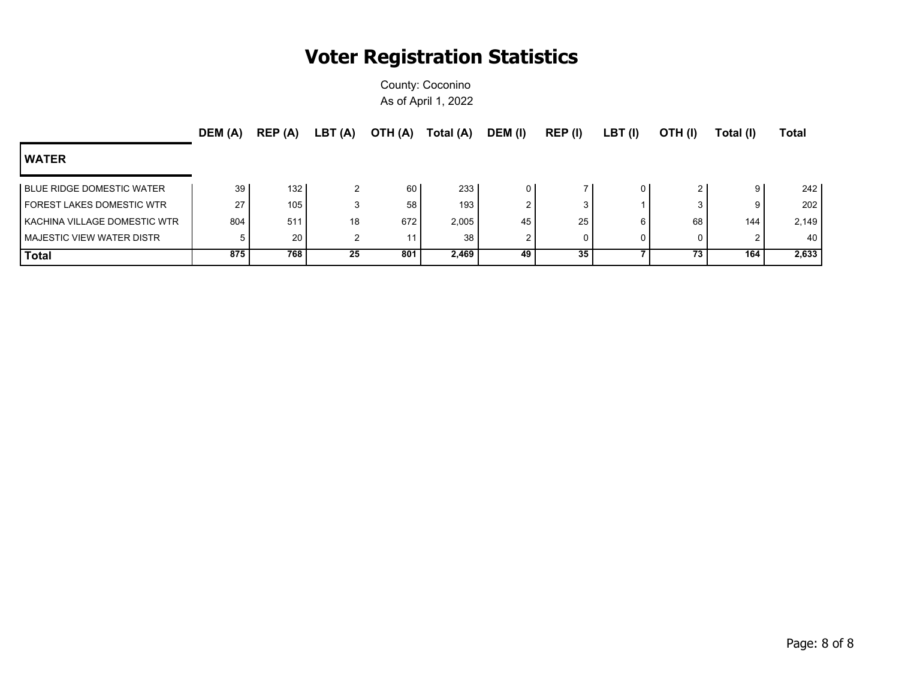# Voter Registration Statistics

County: Coconino
As of April 1, 2022

| | DEM (A) | REP (A) | LBT (A) | OTH (A) | Total (A) | DEM (I) | REP (I) | LBT (I) | OTH (I) | Total (I) | Total |
|---|---|---|---|---|---|---|---|---|---|---|---|
| **WATER** | | | | | | | | | | | |
| BLUE RIDGE DOMESTIC WATER | 39 | 132 | 2 | 60 | 233 | 0 | 7 | 0 | 2 | 9 | 242 |
| FOREST LAKES DOMESTIC WTR | 27 | 105 | 3 | 58 | 193 | 2 | 3 | 1 | 3 | 9 | 202 |
| KACHINA VILLAGE DOMESTIC WTR | 804 | 511 | 18 | 672 | 2,005 | 45 | 25 | 6 | 68 | 144 | 2,149 |
| MAJESTIC VIEW WATER DISTR | 5 | 20 | 2 | 11 | 38 | 2 | 0 | 0 | 0 | 2 | 40 |
| **Total** | **875** | **768** | **25** | **801** | **2,469** | **49** | **35** | **7** | **73** | **164** | **2,633** |